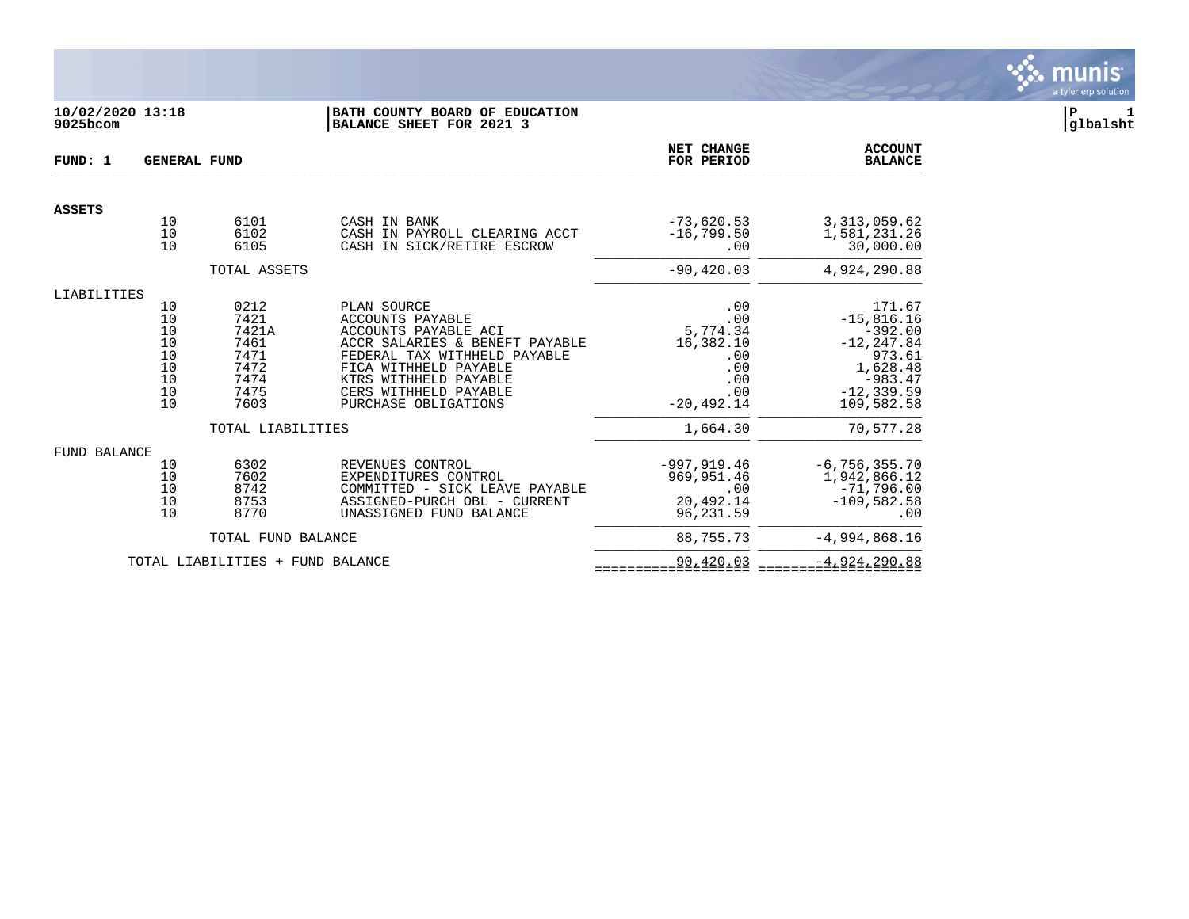10/02/2020 13:18
9025bcom

**BATH COUNTY BOARD OF EDUCATION**
**BALANCE SHEET FOR 2021 3**

P 1
glbalsht

**FUND: 1 GENERAL FUND**

| | | | | NET CHANGE FOR PERIOD | ACCOUNT BALANCE |
|---|---|---|---|---|---|
| **ASSETS** | | | | | |
| | 10 | 6101 | CASH IN BANK | -73,620.53 | 3,313,059.62 |
| | 10 | 6102 | CASH IN PAYROLL CLEARING ACCT | -16,799.50 | 1,581,231.26 |
| | 10 | 6105 | CASH IN SICK/RETIRE ESCROW | .00 | 30,000.00 |
| | | TOTAL ASSETS | | -90,420.03 | 4,924,290.88 |
| LIABILITIES | | | | | |
| | 10 | 0212 | PLAN SOURCE | .00 | 171.67 |
| | 10 | 7421 | ACCOUNTS PAYABLE | .00 | -15,816.16 |
| | 10 | 7421A | ACCOUNTS PAYABLE ACI | 5,774.34 | -392.00 |
| | 10 | 7461 | ACCR SALARIES & BENEFT PAYABLE | 16,382.10 | -12,247.84 |
| | 10 | 7471 | FEDERAL TAX WITHHELD PAYABLE | .00 | 973.61 |
| | 10 | 7472 | FICA WITHHELD PAYABLE | .00 | 1,628.48 |
| | 10 | 7474 | KTRS WITHHELD PAYABLE | .00 | -983.47 |
| | 10 | 7475 | CERS WITHHELD PAYABLE | .00 | -12,339.59 |
| | 10 | 7603 | PURCHASE OBLIGATIONS | -20,492.14 | 109,582.58 |
| | | TOTAL LIABILITIES | | 1,664.30 | 70,577.28 |
| FUND BALANCE | | | | | |
| | 10 | 6302 | REVENUES CONTROL | -997,919.46 | -6,756,355.70 |
| | 10 | 7602 | EXPENDITURES CONTROL | 969,951.46 | 1,942,866.12 |
| | 10 | 8742 | COMMITTED - SICK LEAVE PAYABLE | .00 | -71,796.00 |
| | 10 | 8753 | ASSIGNED-PURCH OBL - CURRENT | 20,492.14 | -109,582.58 |
| | 10 | 8770 | UNASSIGNED FUND BALANCE | 96,231.59 | .00 |
| | | TOTAL FUND BALANCE | | 88,755.73 | -4,994,868.16 |
| | TOTAL LIABILITIES + FUND BALANCE | | | 90,420.03 | -4,924,290.88 |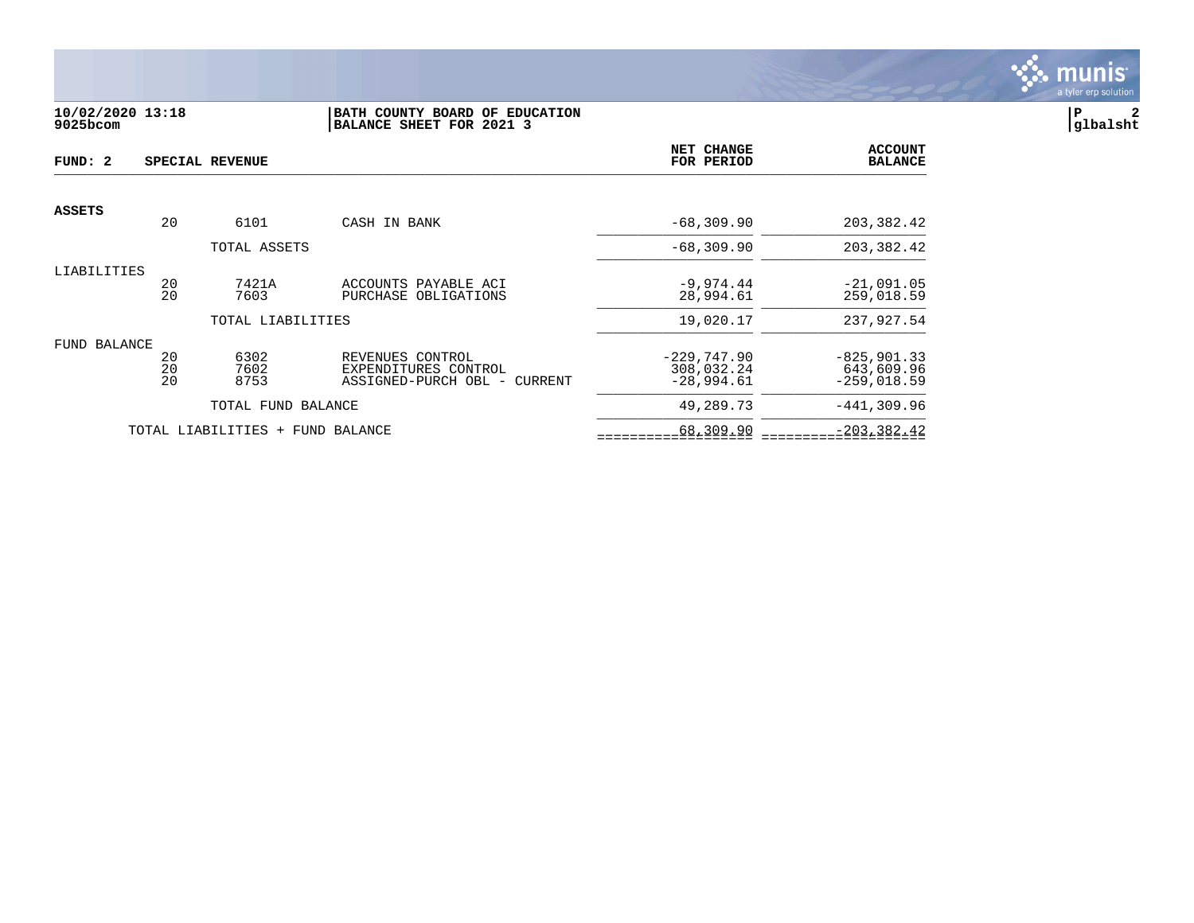**10/02/2020 13:18**
**9025bcom**

**BATH COUNTY BOARD OF EDUCATION**
**BALANCE SHEET FOR 2021 3**

**P 2**
**glbalsht**

| FUND: 2 | | | SPECIAL REVENUE | NET CHANGE FOR PERIOD | ACCOUNT BALANCE |
|---|---|---|---|---|---|
| **ASSETS** | | | | | |
| | 20 | 6101 | CASH IN BANK | -68,309.90 | 203,382.42 |
| | | TOTAL ASSETS | | -68,309.90 | 203,382.42 |
| LIABILITIES | | | | | |
| | 20 | 7421A | ACCOUNTS PAYABLE ACI | -9,974.44 | -21,091.05 |
| | 20 | 7603 | PURCHASE OBLIGATIONS | 28,994.61 | 259,018.59 |
| | | TOTAL LIABILITIES | | 19,020.17 | 237,927.54 |
| FUND BALANCE | | | | | |
| | 20 | 6302 | REVENUES CONTROL | -229,747.90 | -825,901.33 |
| | 20 | 7602 | EXPENDITURES CONTROL | 308,032.24 | 643,609.96 |
| | 20 | 8753 | ASSIGNED-PURCH OBL - CURRENT | -28,994.61 | -259,018.59 |
| | | TOTAL FUND BALANCE | | 49,289.73 | -441,309.96 |
| | TOTAL LIABILITIES + FUND BALANCE | | | 68,309.90 | -203,382.42 |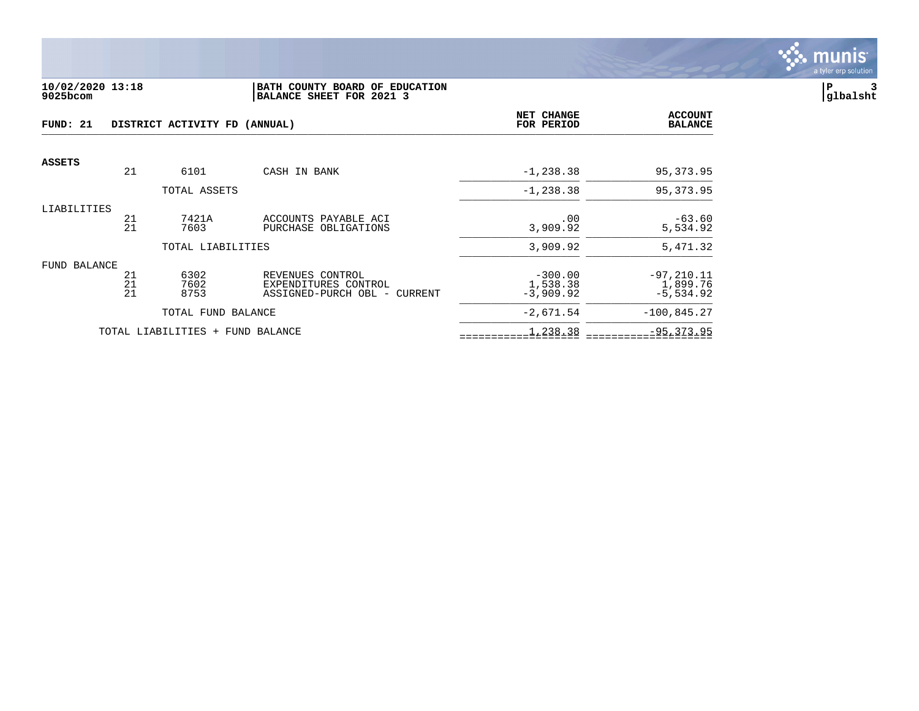10/02/2020 13:18
9025bcom

BATH COUNTY BOARD OF EDUCATION
BALANCE SHEET FOR 2021 3

P 3
glbalsht

| FUND: 21 | DISTRICT ACTIVITY FD (ANNUAL) | | | NET CHANGE FOR PERIOD | ACCOUNT BALANCE |
|---|---|---|---|---|---|
| **ASSETS** | | | | | |
| | 21 | 6101 | CASH IN BANK | -1,238.38 | 95,373.95 |
| | | TOTAL ASSETS | | -1,238.38 | 95,373.95 |
| LIABILITIES | | | | | |
| | 21 | 7421A | ACCOUNTS PAYABLE ACI | .00 | -63.60 |
| | 21 | 7603 | PURCHASE OBLIGATIONS | 3,909.92 | 5,534.92 |
| | | TOTAL LIABILITIES | | 3,909.92 | 5,471.32 |
| FUND BALANCE | | | | | |
| | 21 | 6302 | REVENUES CONTROL | -300.00 | -97,210.11 |
| | 21 | 7602 | EXPENDITURES CONTROL | 1,538.38 | 1,899.76 |
| | 21 | 8753 | ASSIGNED-PURCH OBL - CURRENT | -3,909.92 | -5,534.92 |
| | | TOTAL FUND BALANCE | | -2,671.54 | -100,845.27 |
| | TOTAL LIABILITIES + FUND BALANCE | | | 1,238.38 | -95,373.95 |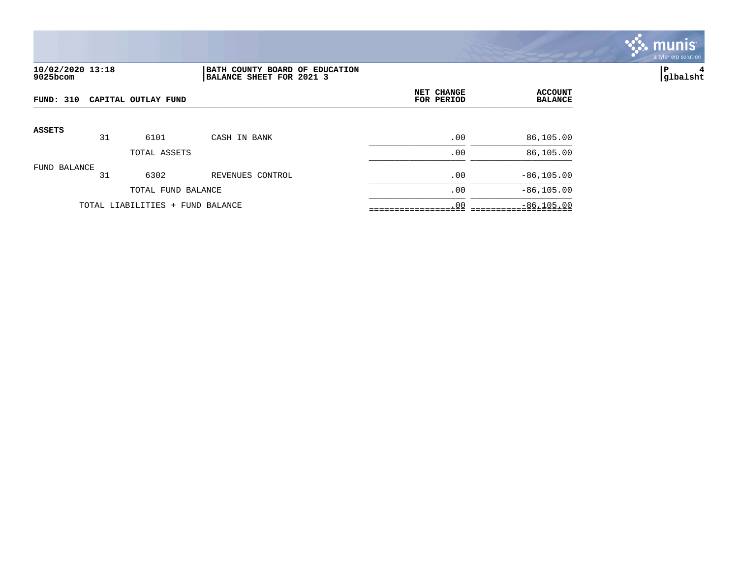**10/02/2020 13:18**
**9025bcom**

**BATH COUNTY BOARD OF EDUCATION**
**BALANCE SHEET FOR 2021 3**

**glbalsht**

| FUND: 310 CAPITAL OUTLAY FUND | | | | NET CHANGE FOR PERIOD | ACCOUNT BALANCE |
|---|---|---|---|---|---|
| **ASSETS** | | | | | |
| | 31 | 6101 | CASH IN BANK | .00 | 86,105.00 |
| | | TOTAL ASSETS | | .00 | 86,105.00 |
| FUND BALANCE | | | | | |
| | 31 | 6302 | REVENUES CONTROL | .00 | -86,105.00 |
| | | TOTAL FUND BALANCE | | .00 | -86,105.00 |
| TOTAL LIABILITIES + FUND BALANCE | | | | .00 | -86,105.00 |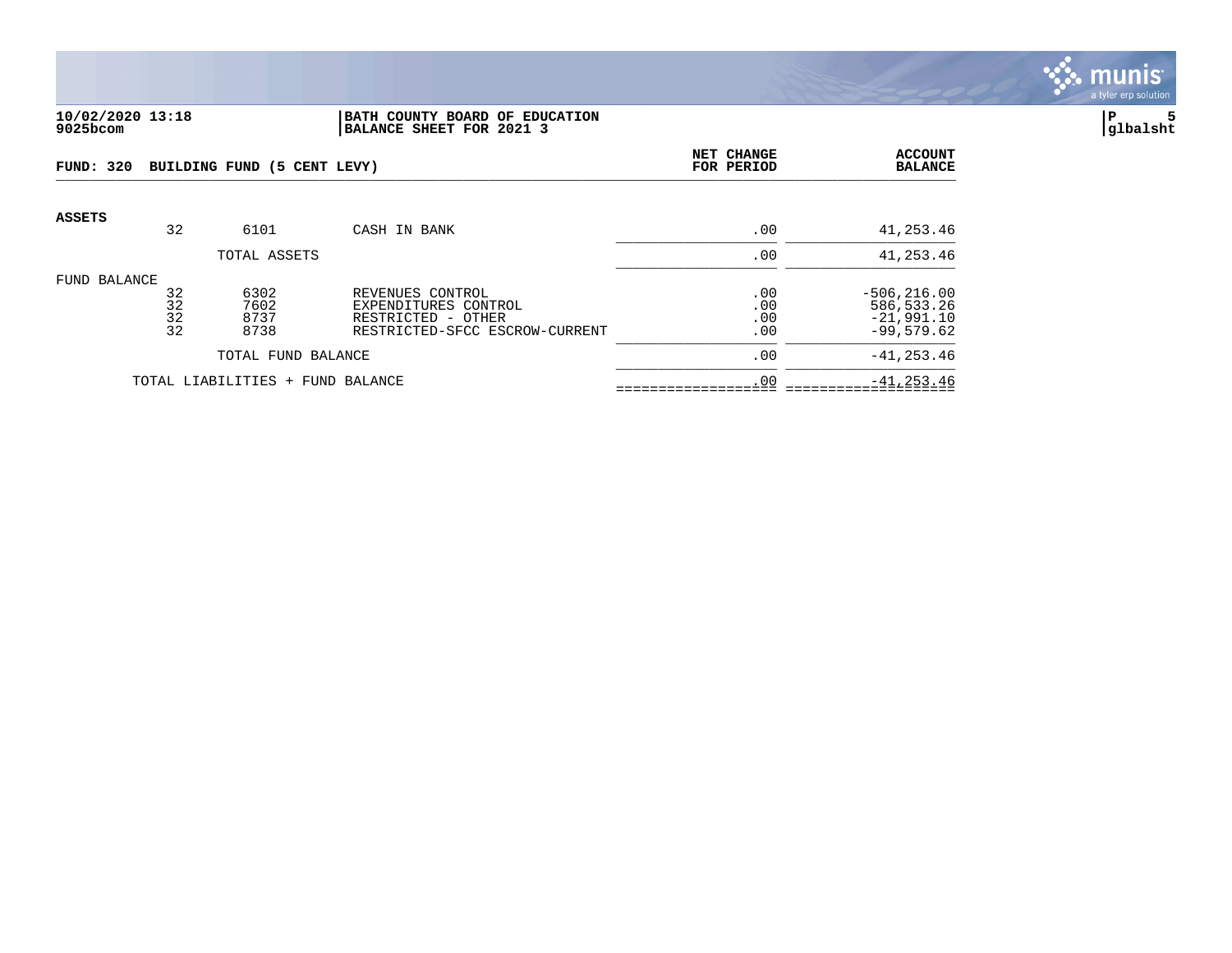**10/02/2020 13:18**
**9025bcom**

**BATH COUNTY BOARD OF EDUCATION**
**BALANCE SHEET FOR 2021 3**

**P 5**
**glbalsht**

**FUND: 320 BUILDING FUND (5 CENT LEVY)**

| | | | | NET CHANGE FOR PERIOD | ACCOUNT BALANCE |
|---|---|---|---|---|---|
| **ASSETS** | 32 | 6101 | CASH IN BANK | .00 | 41,253.46 |
| | | TOTAL ASSETS | | .00 | 41,253.46 |
| FUND BALANCE | 32 | 6302 | REVENUES CONTROL | .00 | -506,216.00 |
| | 32 | 7602 | EXPENDITURES CONTROL | .00 | 586,533.26 |
| | 32 | 8737 | RESTRICTED - OTHER | .00 | -21,991.10 |
| | 32 | 8738 | RESTRICTED-SFCC ESCROW-CURRENT | .00 | -99,579.62 |
| | | TOTAL FUND BALANCE | | .00 | -41,253.46 |
| | TOTAL LIABILITIES + FUND BALANCE | | | .00 | -41,253.46 |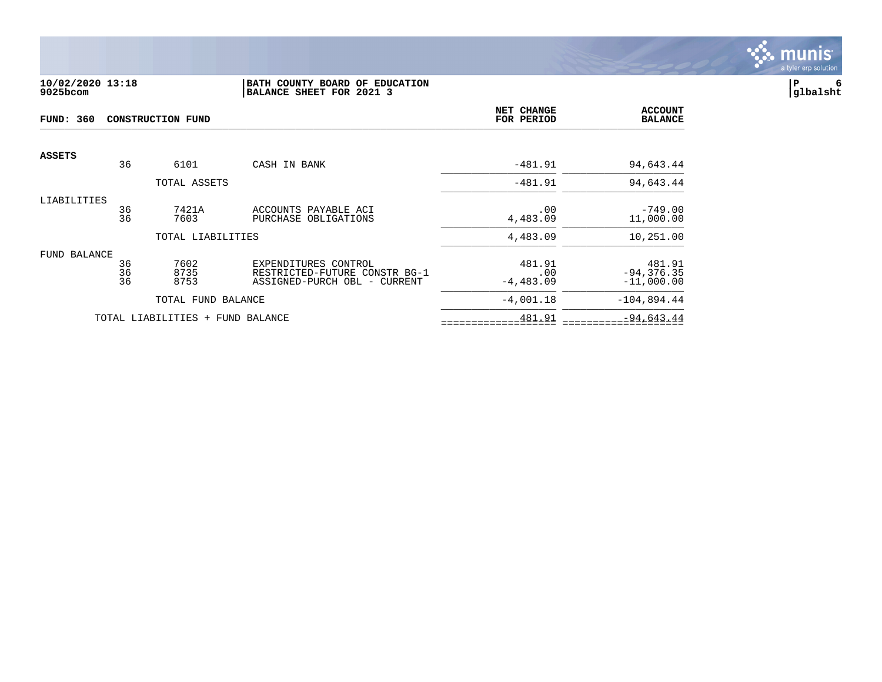**10/02/2020 13:18**
**9025bcom**

**BATH COUNTY BOARD OF EDUCATION**
**BALANCE SHEET FOR 2021 3**

**P 6**
**glbalsht**

**FUND: 360 CONSTRUCTION FUND**

| | | | | NET CHANGE FOR PERIOD | ACCOUNT BALANCE |
|---|---|---|---|---|---|
| **ASSETS** | | | | | |
| | 36 | 6101 | CASH IN BANK | -481.91 | 94,643.44 |
| | | TOTAL ASSETS | | -481.91 | 94,643.44 |
| LIABILITIES | | | | | |
| | 36 | 7421A | ACCOUNTS PAYABLE ACI | .00 | -749.00 |
| | 36 | 7603 | PURCHASE OBLIGATIONS | 4,483.09 | 11,000.00 |
| | | TOTAL LIABILITIES | | 4,483.09 | 10,251.00 |
| FUND BALANCE | | | | | |
| | 36 | 7602 | EXPENDITURES CONTROL | 481.91 | 481.91 |
| | 36 | 8735 | RESTRICTED-FUTURE CONSTR BG-1 | .00 | -94,376.35 |
| | 36 | 8753 | ASSIGNED-PURCH OBL - CURRENT | -4,483.09 | -11,000.00 |
| | | TOTAL FUND BALANCE | | -4,001.18 | -104,894.44 |
| | TOTAL LIABILITIES + FUND BALANCE | | | 481.91 | -94,643.44 |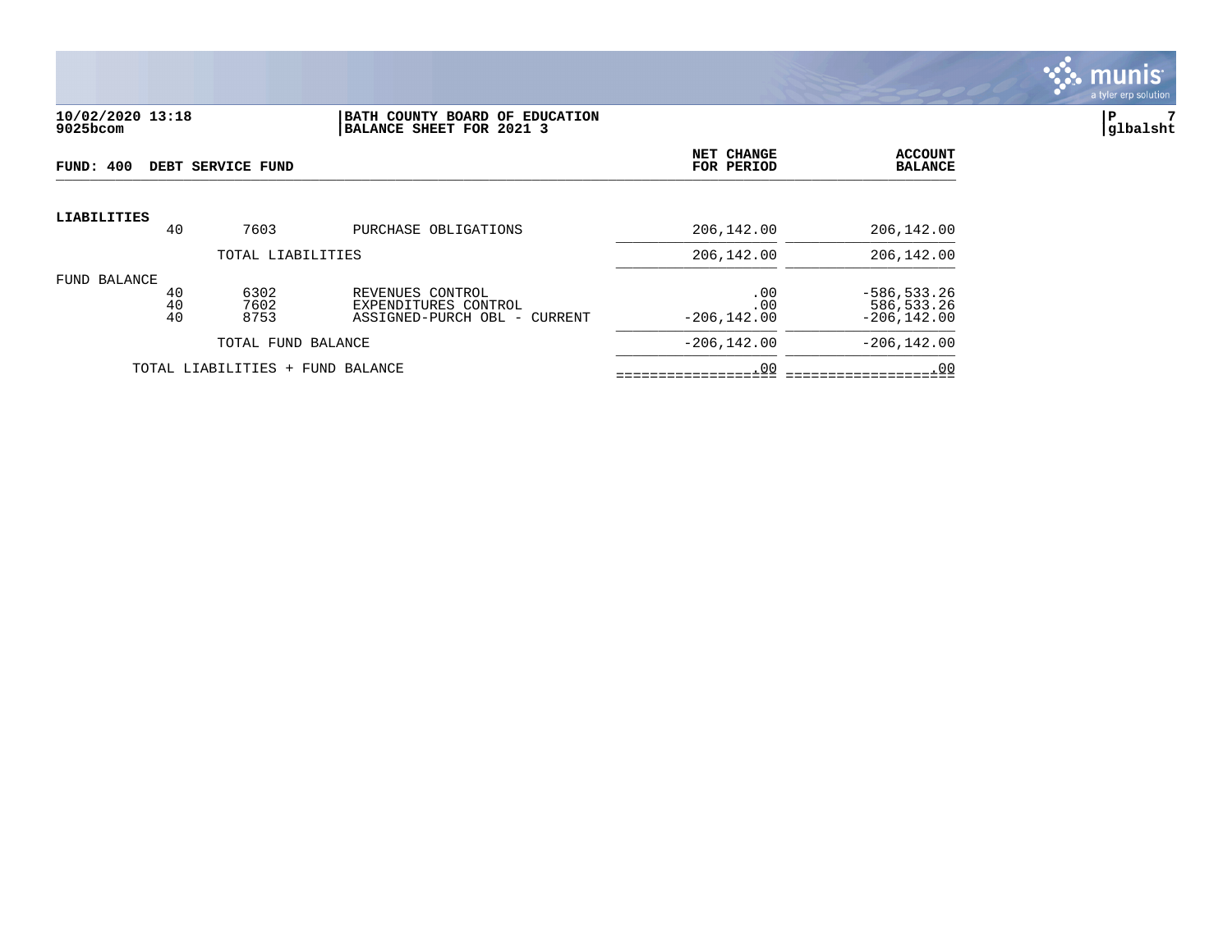**10/02/2020 13:18**
**9025bcom**

**BATH COUNTY BOARD OF EDUCATION**
**BALANCE SHEET FOR 2021 3**

**P 7**
**glbalsht**

**FUND: 400 DEBT SERVICE FUND**

| | | | | NET CHANGE FOR PERIOD | ACCOUNT BALANCE |
|---|---|---|---|---|---|
| **LIABILITIES** | | | | | |
| | 40 | 7603 | PURCHASE OBLIGATIONS | 206,142.00 | 206,142.00 |
| | | TOTAL LIABILITIES | | 206,142.00 | 206,142.00 |
| FUND BALANCE | | | | | |
| | 40 | 6302 | REVENUES CONTROL | .00 | -586,533.26 |
| | 40 | 7602 | EXPENDITURES CONTROL | .00 | 586,533.26 |
| | 40 | 8753 | ASSIGNED-PURCH OBL - CURRENT | -206,142.00 | -206,142.00 |
| | | TOTAL FUND BALANCE | | -206,142.00 | -206,142.00 |
| | TOTAL LIABILITIES + FUND BALANCE | | | .00 | .00 |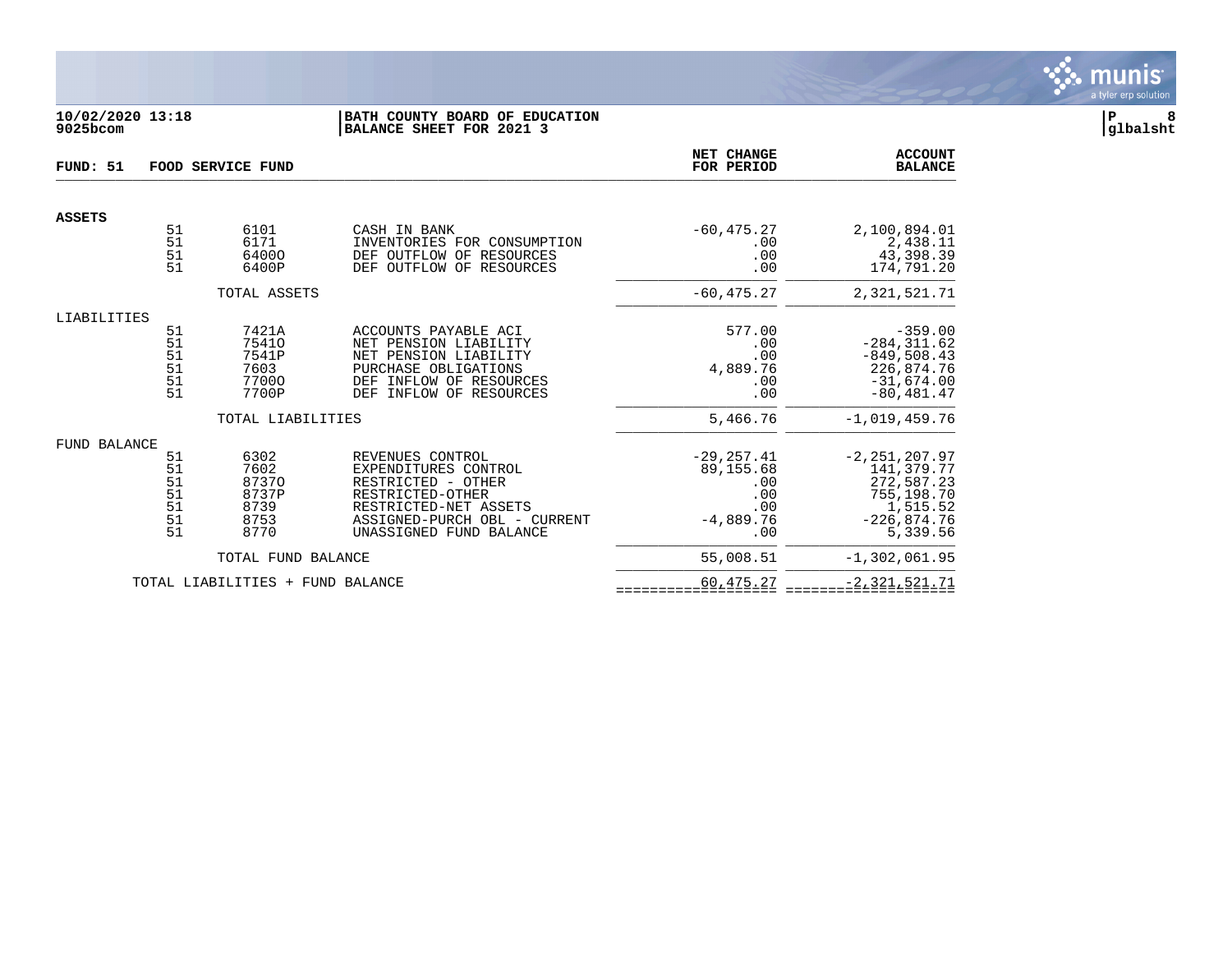10/02/2020 13:18
9025bcom

**BATH COUNTY BOARD OF EDUCATION**
**BALANCE SHEET FOR 2021 3**

P 8
glbalsht

**FUND: 51 FOOD SERVICE FUND**

| | | | | NET CHANGE FOR PERIOD | ACCOUNT BALANCE |
|---|---|---|---|---|---|
| **ASSETS** | | | | | |
| | 51 | 6101 | CASH IN BANK | -60,475.27 | 2,100,894.01 |
| | 51 | 6171 | INVENTORIES FOR CONSUMPTION | .00 | 2,438.11 |
| | 51 | 6400O | DEF OUTFLOW OF RESOURCES | .00 | 43,398.39 |
| | 51 | 6400P | DEF OUTFLOW OF RESOURCES | .00 | 174,791.20 |
| | | TOTAL ASSETS | | -60,475.27 | 2,321,521.71 |
| LIABILITIES | | | | | |
| | 51 | 7421A | ACCOUNTS PAYABLE ACI | 577.00 | -359.00 |
| | 51 | 7541O | NET PENSION LIABILITY | .00 | -284,311.62 |
| | 51 | 7541P | NET PENSION LIABILITY | .00 | -849,508.43 |
| | 51 | 7603 | PURCHASE OBLIGATIONS | 4,889.76 | 226,874.76 |
| | 51 | 7700O | DEF INFLOW OF RESOURCES | .00 | -31,674.00 |
| | 51 | 7700P | DEF INFLOW OF RESOURCES | .00 | -80,481.47 |
| | | TOTAL LIABILITIES | | 5,466.76 | -1,019,459.76 |
| FUND BALANCE | | | | | |
| | 51 | 6302 | REVENUES CONTROL | -29,257.41 | -2,251,207.97 |
| | 51 | 7602 | EXPENDITURES CONTROL | 89,155.68 | 141,379.77 |
| | 51 | 8737O | RESTRICTED - OTHER | .00 | 272,587.23 |
| | 51 | 8737P | RESTRICTED-OTHER | .00 | 755,198.70 |
| | 51 | 8739 | RESTRICTED-NET ASSETS | .00 | 1,515.52 |
| | 51 | 8753 | ASSIGNED-PURCH OBL - CURRENT | -4,889.76 | -226,874.76 |
| | 51 | 8770 | UNASSIGNED FUND BALANCE | .00 | 5,339.56 |
| | | TOTAL FUND BALANCE | | 55,008.51 | -1,302,061.95 |
| | TOTAL LIABILITIES + FUND BALANCE | | | 60,475.27 | -2,321,521.71 |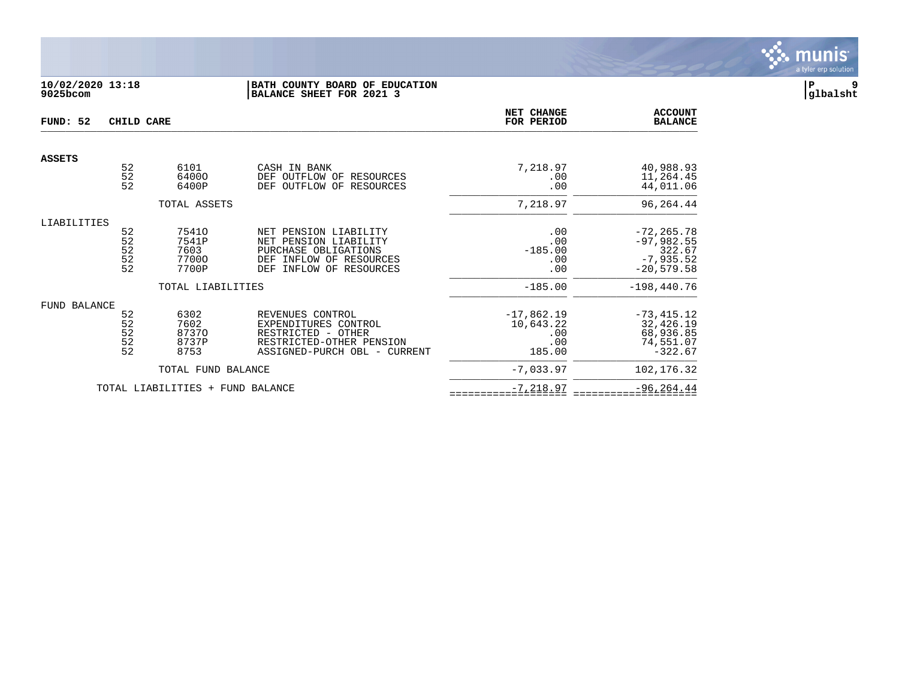**10/02/2020 13:18**
**9025bcom**

**BATH COUNTY BOARD OF EDUCATION**
**BALANCE SHEET FOR 2021 3**

**P 9**
**glbalsht**

| FUND: 52 CHILD CARE | | | | NET CHANGE FOR PERIOD | ACCOUNT BALANCE |
|---|---|---|---|---|---|
| **ASSETS** | | | | | |
| | 52 | 6101 | CASH IN BANK | 7,218.97 | 40,988.93 |
| | 52 | 6400O | DEF OUTFLOW OF RESOURCES | .00 | 11,264.45 |
| | 52 | 6400P | DEF OUTFLOW OF RESOURCES | .00 | 44,011.06 |
| | | TOTAL ASSETS | | 7,218.97 | 96,264.44 |
| LIABILITIES | | | | | |
| | 52 | 7541O | NET PENSION LIABILITY | .00 | -72,265.78 |
| | 52 | 7541P | NET PENSION LIABILITY | .00 | -97,982.55 |
| | 52 | 7603 | PURCHASE OBLIGATIONS | -185.00 | 322.67 |
| | 52 | 7700O | DEF INFLOW OF RESOURCES | .00 | -7,935.52 |
| | 52 | 7700P | DEF INFLOW OF RESOURCES | .00 | -20,579.58 |
| | | TOTAL LIABILITIES | | -185.00 | -198,440.76 |
| FUND BALANCE | | | | | |
| | 52 | 6302 | REVENUES CONTROL | -17,862.19 | -73,415.12 |
| | 52 | 7602 | EXPENDITURES CONTROL | 10,643.22 | 32,426.19 |
| | 52 | 8737O | RESTRICTED - OTHER | .00 | 68,936.85 |
| | 52 | 8737P | RESTRICTED-OTHER PENSION | .00 | 74,551.07 |
| | 52 | 8753 | ASSIGNED-PURCH OBL - CURRENT | 185.00 | -322.67 |
| | | TOTAL FUND BALANCE | | -7,033.97 | 102,176.32 |
| | | TOTAL LIABILITIES + FUND BALANCE | | -7,218.97 | -96,264.44 |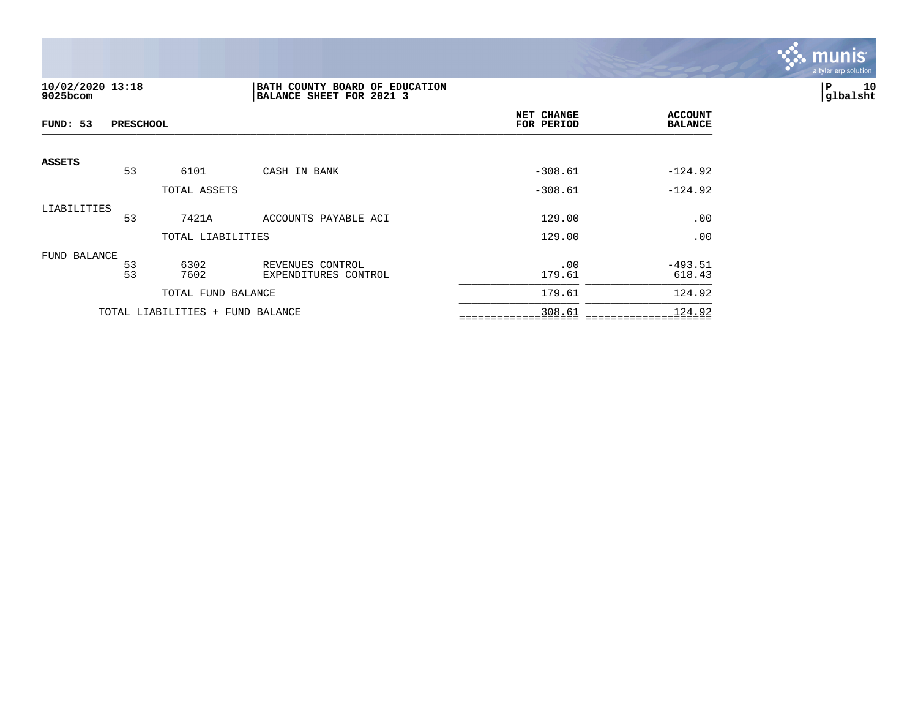**10/02/2020 13:18**
**9025bcom**

**BATH COUNTY BOARD OF EDUCATION**
**BALANCE SHEET FOR 2021 3**

**P 10**
**glbalsht**

| **FUND: 53 PRESCHOOL** | | | | **NET CHANGE FOR PERIOD** | **ACCOUNT BALANCE** |
|---|---|---|---|---|---|
| **ASSETS** | | | | | |
| | 53 | 6101 | CASH IN BANK | -308.61 | -124.92 |
| | | TOTAL ASSETS | | -308.61 | -124.92 |
| LIABILITIES | | | | | |
| | 53 | 7421A | ACCOUNTS PAYABLE ACI | 129.00 | .00 |
| | | TOTAL LIABILITIES | | 129.00 | .00 |
| FUND BALANCE | | | | | |
| | 53 | 6302 | REVENUES CONTROL | .00 | -493.51 |
| | 53 | 7602 | EXPENDITURES CONTROL | 179.61 | 618.43 |
| | | TOTAL FUND BALANCE | | 179.61 | 124.92 |
| | TOTAL LIABILITIES + FUND BALANCE | | | 308.61 | 124.92 |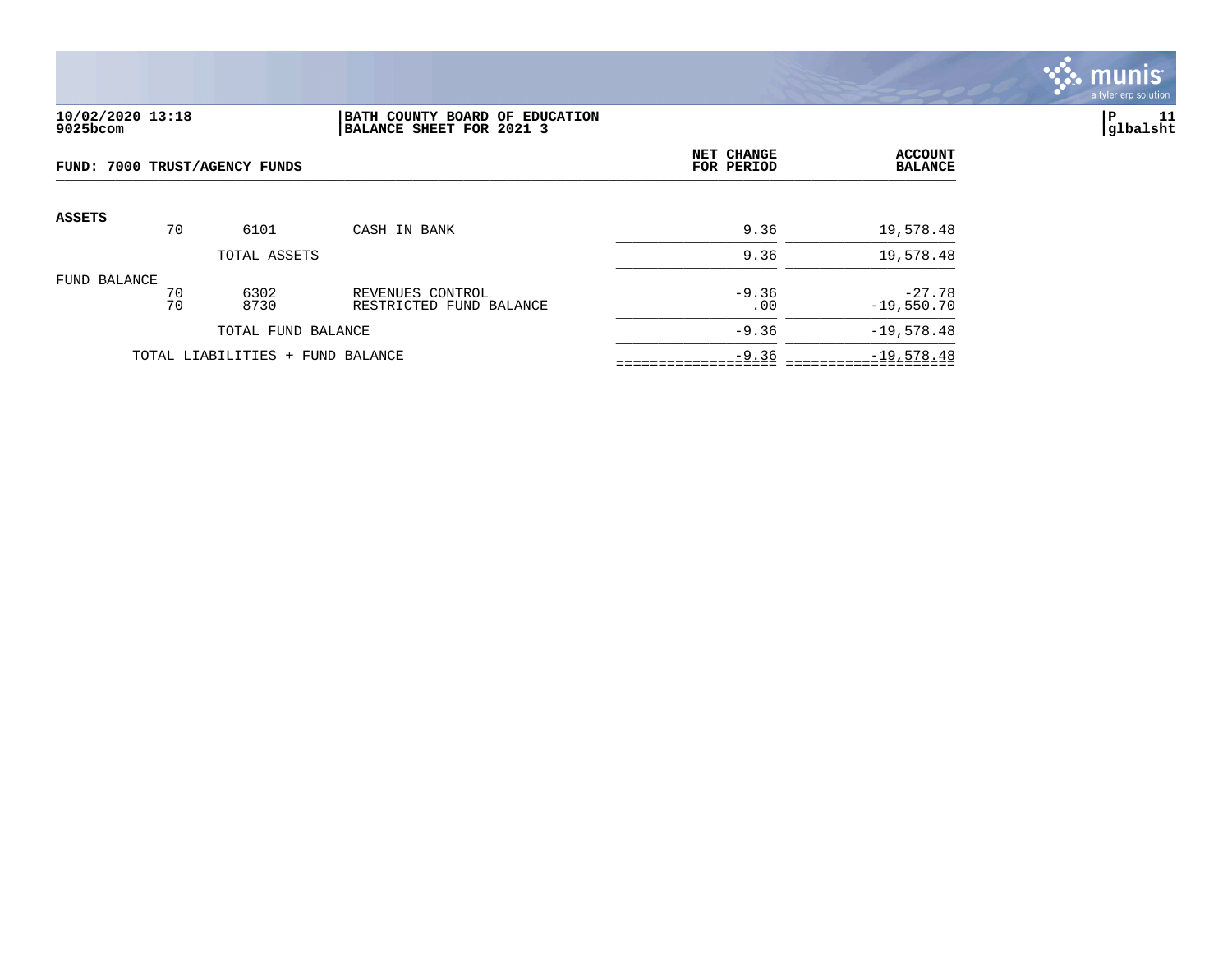**10/02/2020 13:18** | **BATH COUNTY BOARD OF EDUCATION**
**9025bcom** | **BALANCE SHEET FOR 2021 3**

**FUND: 7000 TRUST/AGENCY FUNDS**

| | | | | NET CHANGE FOR PERIOD | ACCOUNT BALANCE |
|---|---|---|---|---|---|
| **ASSETS** | 70 | 6101 | CASH IN BANK | 9.36 | 19,578.48 |
| | | TOTAL ASSETS | | 9.36 | 19,578.48 |
| FUND BALANCE | 70 | 6302 | REVENUES CONTROL | -9.36 | -27.78 |
| | 70 | 8730 | RESTRICTED FUND BALANCE | .00 | -19,550.70 |
| | | TOTAL FUND BALANCE | | -9.36 | -19,578.48 |
| | TOTAL LIABILITIES + FUND BALANCE | | | -9.36 | -19,578.48 |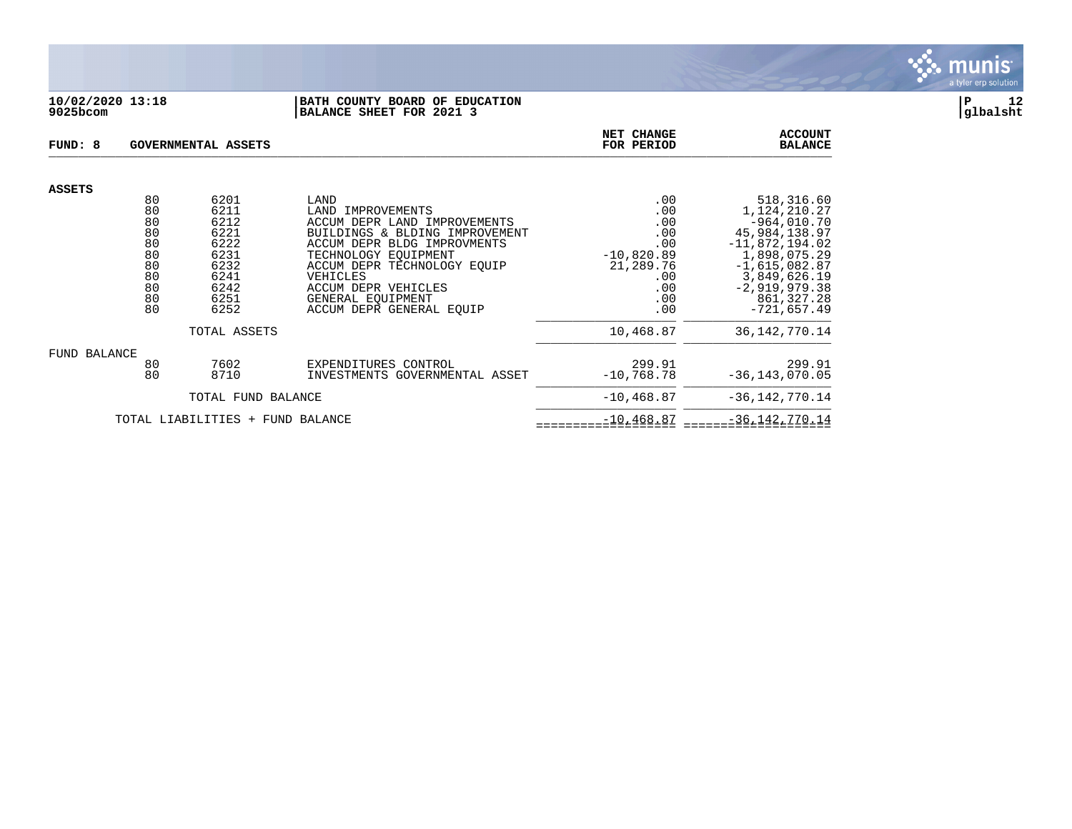10/02/2020 13:18
9025bcom

**BATH COUNTY BOARD OF EDUCATION**
**BALANCE SHEET FOR 2021 3**

P 12
glbalsht

**FUND: 8 GOVERNMENTAL ASSETS**

| | | | | NET CHANGE FOR PERIOD | ACCOUNT BALANCE |
|---|---|---|---|---|---|
| **ASSETS** | | | | | |
| | 80 | 6201 | LAND | .00 | 518,316.60 |
| | 80 | 6211 | LAND IMPROVEMENTS | .00 | 1,124,210.27 |
| | 80 | 6212 | ACCUM DEPR LAND IMPROVEMENTS | .00 | -964,010.70 |
| | 80 | 6221 | BUILDINGS & BLDING IMPROVEMENT | .00 | 45,984,138.97 |
| | 80 | 6222 | ACCUM DEPR BLDG IMPROVMENTS | .00 | -11,872,194.02 |
| | 80 | 6231 | TECHNOLOGY EQUIPMENT | -10,820.89 | 1,898,075.29 |
| | 80 | 6232 | ACCUM DEPR TECHNOLOGY EQUIP | 21,289.76 | -1,615,082.87 |
| | 80 | 6241 | VEHICLES | .00 | 3,849,626.19 |
| | 80 | 6242 | ACCUM DEPR VEHICLES | .00 | -2,919,979.38 |
| | 80 | 6251 | GENERAL EQUIPMENT | .00 | 861,327.28 |
| | 80 | 6252 | ACCUM DEPR GENERAL EQUIP | .00 | -721,657.49 |
| | | TOTAL ASSETS | | 10,468.87 | 36,142,770.14 |
| FUND BALANCE | | | | | |
| | 80 | 7602 | EXPENDITURES CONTROL | 299.91 | 299.91 |
| | 80 | 8710 | INVESTMENTS GOVERNMENTAL ASSET | -10,768.78 | -36,143,070.05 |
| | | TOTAL FUND BALANCE | | -10,468.87 | -36,142,770.14 |
| | TOTAL LIABILITIES + FUND BALANCE | | | -10,468.87 | -36,142,770.14 |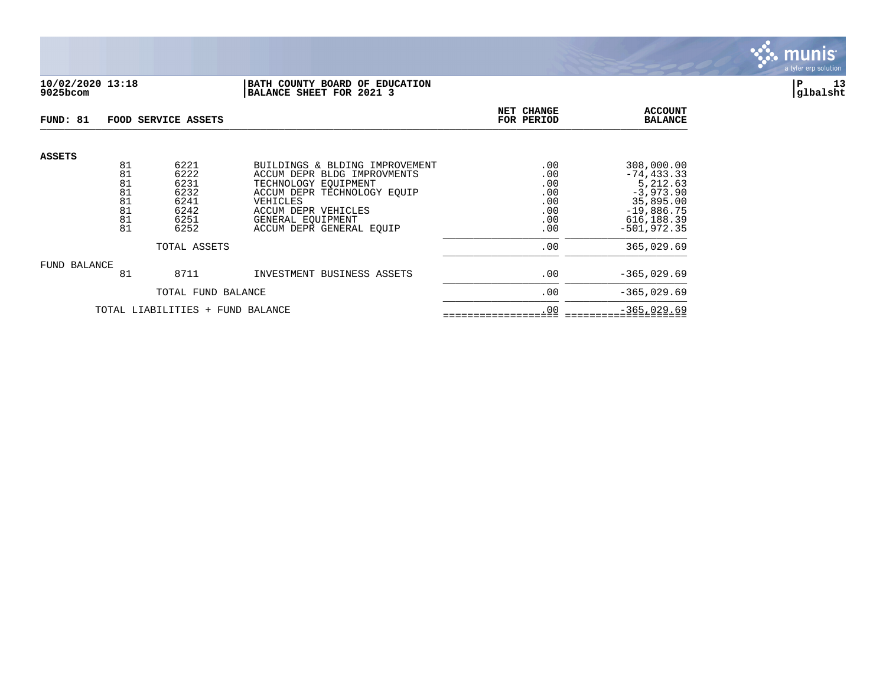**10/02/2020 13:18**
**9025bcom**

**BATH COUNTY BOARD OF EDUCATION**
**BALANCE SHEET FOR 2021 3**

**P 13**
**glbalsht**

**FUND: 81 FOOD SERVICE ASSETS**

| | | | | NET CHANGE FOR PERIOD | ACCOUNT BALANCE |
|---|---|---|---|---|---|
| **ASSETS** | | | | | |
| | 81 | 6221 | BUILDINGS & BLDING IMPROVEMENT | .00 | 308,000.00 |
| | 81 | 6222 | ACCUM DEPR BLDG IMPROVMENTS | .00 | -74,433.33 |
| | 81 | 6231 | TECHNOLOGY EQUIPMENT | .00 | 5,212.63 |
| | 81 | 6232 | ACCUM DEPR TECHNOLOGY EQUIP | .00 | -3,973.90 |
| | 81 | 6241 | VEHICLES | .00 | 35,895.00 |
| | 81 | 6242 | ACCUM DEPR VEHICLES | .00 | -19,886.75 |
| | 81 | 6251 | GENERAL EQUIPMENT | .00 | 616,188.39 |
| | 81 | 6252 | ACCUM DEPR GENERAL EQUIP | .00 | -501,972.35 |
| | | TOTAL ASSETS | | .00 | 365,029.69 |
| FUND BALANCE | | | | | |
| | 81 | 8711 | INVESTMENT BUSINESS ASSETS | .00 | -365,029.69 |
| | | TOTAL FUND BALANCE | | .00 | -365,029.69 |
| | TOTAL LIABILITIES + FUND BALANCE | | | .00 | -365,029.69 |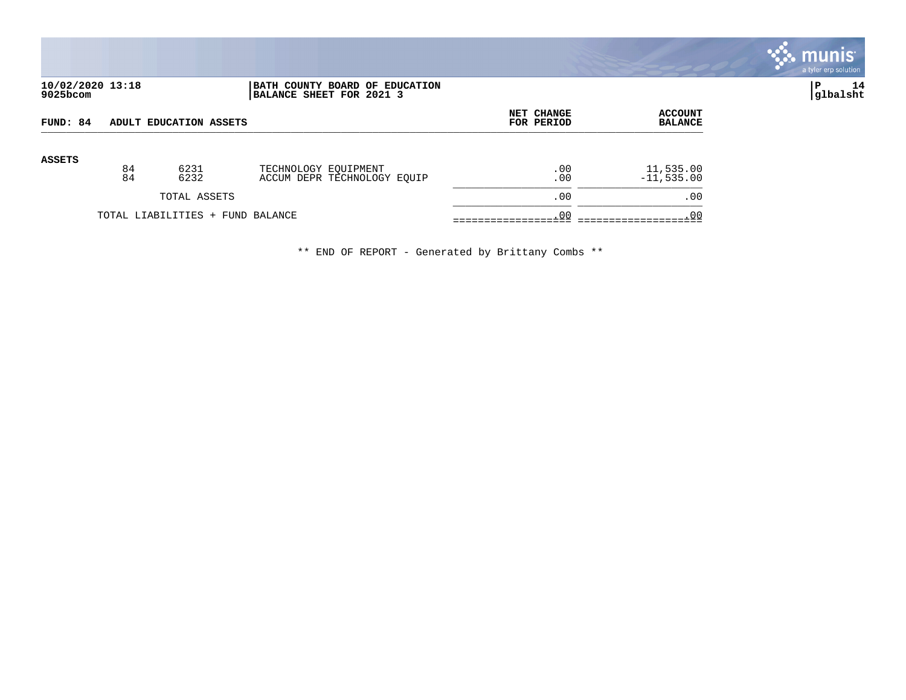10/02/2020 13:18
9025bcom

**BATH COUNTY BOARD OF EDUCATION**
**BALANCE SHEET FOR 2021 3**

glbalsht

| FUND: 84 ADULT EDUCATION ASSETS | | | | NET CHANGE FOR PERIOD | ACCOUNT BALANCE |
|---|---|---|---|---|---|
| **ASSETS** | | | | | |
| | 84 | 6231 | TECHNOLOGY EQUIPMENT | .00 | 11,535.00 |
| | 84 | 6232 | ACCUM DEPR TECHNOLOGY EQUIP | .00 | -11,535.00 |
| | | TOTAL ASSETS | | .00 | .00 |
| | TOTAL LIABILITIES + FUND BALANCE | | | .00 | .00 |

** END OF REPORT - Generated by Brittany Combs **